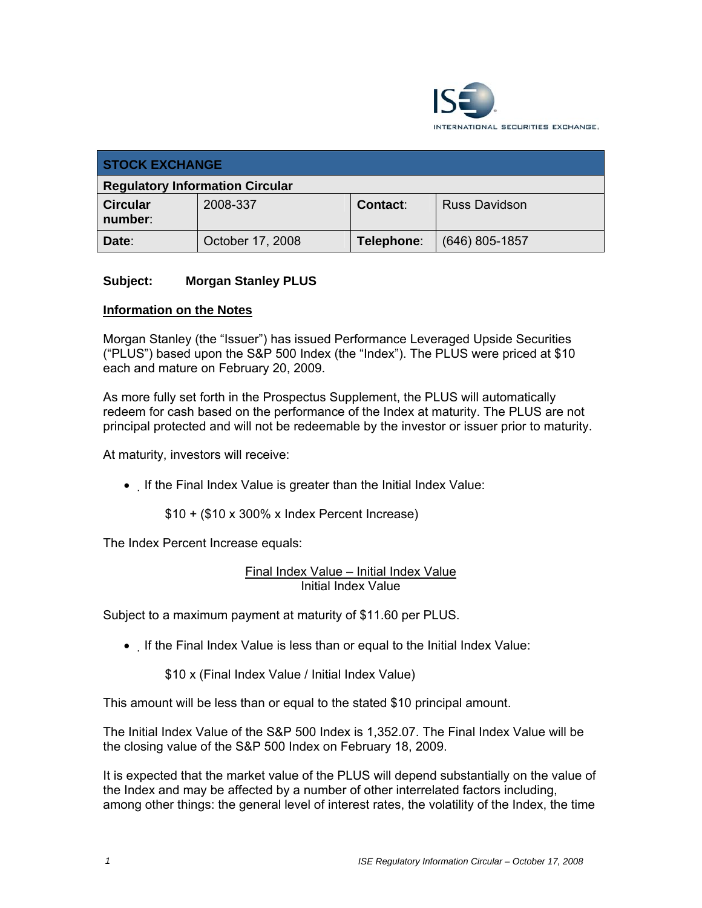ISE INTERNATIONAL SECURITIES EXCHANGE

| STOCK EXCHANGE | | | |
|---|---|---|---|
| **Regulatory Information Circular** | | | |
| **Circular number:** | 2008-337 | **Contact:** | Russ Davidson |
| **Date:** | October 17, 2008 | **Telephone:** | (646) 805-1857 |

**Subject: Morgan Stanley PLUS**

## Information on the Notes

Morgan Stanley (the "Issuer") has issued Performance Leveraged Upside Securities ("PLUS") based upon the S&P 500 Index (the "Index"). The PLUS were priced at $10 each and mature on February 20, 2009.

As more fully set forth in the Prospectus Supplement, the PLUS will automatically redeem for cash based on the performance of the Index at maturity. The PLUS are not principal protected and will not be redeemable by the investor or issuer prior to maturity.

At maturity, investors will receive:

- If the Final Index Value is greater than the Initial Index Value:

  $10 + ($10 x 300% x Index Percent Increase)

The Index Percent Increase equals:

$$\frac{\text{Final Index Value} - \text{Initial Index Value}}{\text{Initial Index Value}}$$

Subject to a maximum payment at maturity of $11.60 per PLUS.

- If the Final Index Value is less than or equal to the Initial Index Value:

  $10 x (Final Index Value / Initial Index Value)

This amount will be less than or equal to the stated $10 principal amount.

The Initial Index Value of the S&P 500 Index is 1,352.07. The Final Index Value will be the closing value of the S&P 500 Index on February 18, 2009.

It is expected that the market value of the PLUS will depend substantially on the value of the Index and may be affected by a number of other interrelated factors including, among other things: the general level of interest rates, the volatility of the Index, the time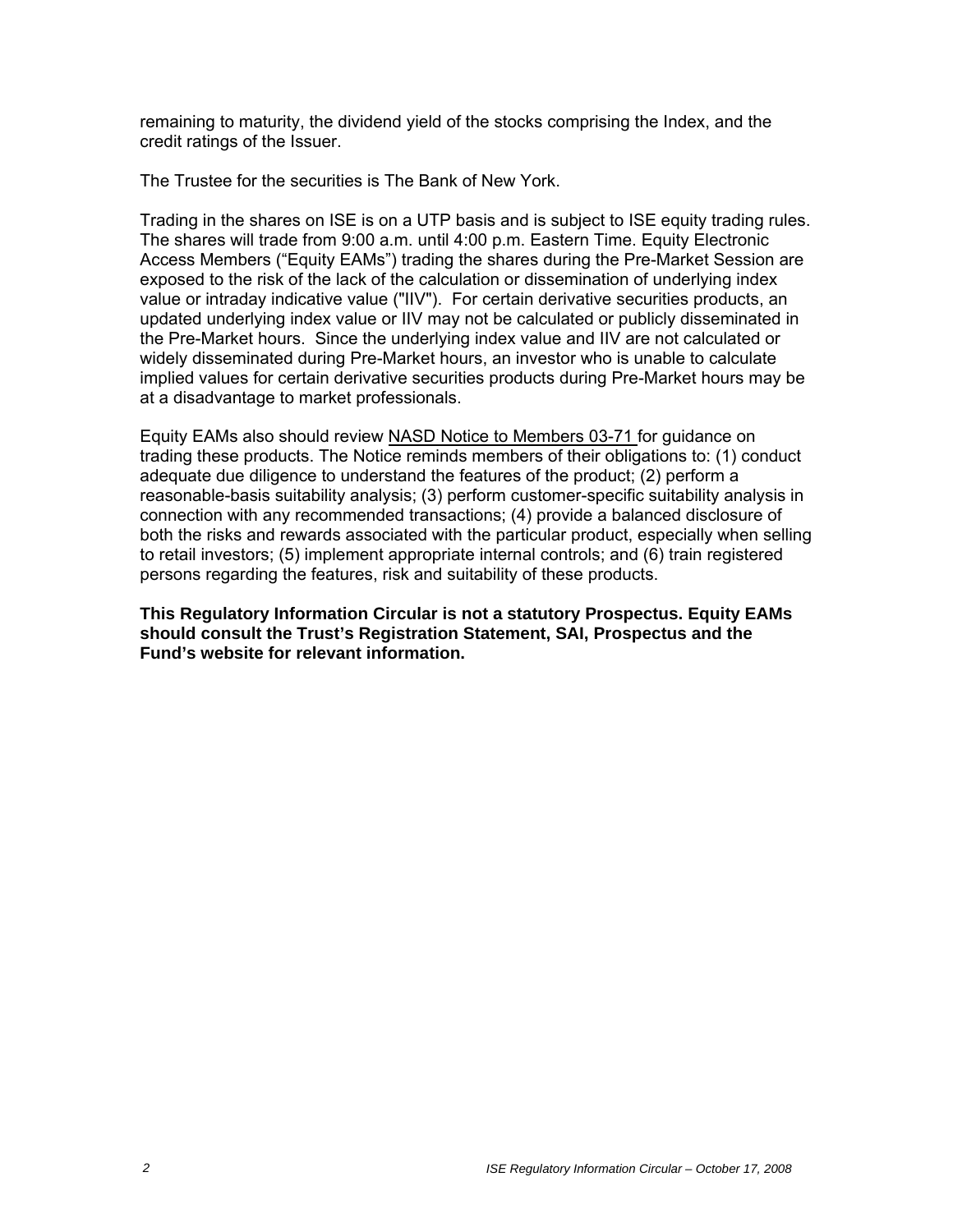remaining to maturity, the dividend yield of the stocks comprising the Index, and the credit ratings of the Issuer.

The Trustee for the securities is The Bank of New York.

Trading in the shares on ISE is on a UTP basis and is subject to ISE equity trading rules. The shares will trade from 9:00 a.m. until 4:00 p.m. Eastern Time. Equity Electronic Access Members ("Equity EAMs") trading the shares during the Pre-Market Session are exposed to the risk of the lack of the calculation or dissemination of underlying index value or intraday indicative value ("IIV"). For certain derivative securities products, an updated underlying index value or IIV may not be calculated or publicly disseminated in the Pre-Market hours. Since the underlying index value and IIV are not calculated or widely disseminated during Pre-Market hours, an investor who is unable to calculate implied values for certain derivative securities products during Pre-Market hours may be at a disadvantage to market professionals.

Equity EAMs also should review NASD Notice to Members 03-71 for guidance on trading these products. The Notice reminds members of their obligations to: (1) conduct adequate due diligence to understand the features of the product; (2) perform a reasonable-basis suitability analysis; (3) perform customer-specific suitability analysis in connection with any recommended transactions; (4) provide a balanced disclosure of both the risks and rewards associated with the particular product, especially when selling to retail investors; (5) implement appropriate internal controls; and (6) train registered persons regarding the features, risk and suitability of these products.

**This Regulatory Information Circular is not a statutory Prospectus. Equity EAMs should consult the Trust's Registration Statement, SAI, Prospectus and the Fund's website for relevant information.**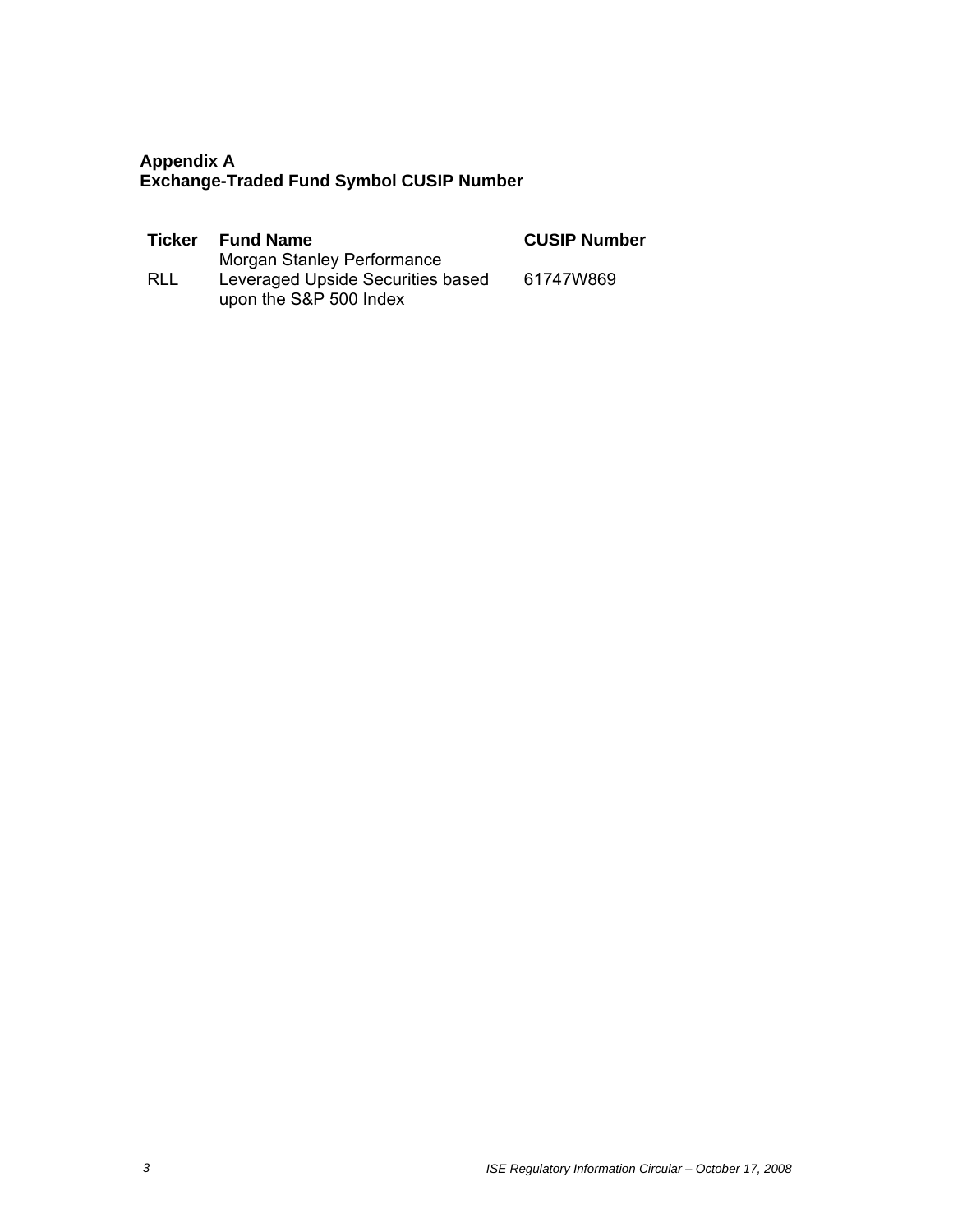**Appendix A**
**Exchange-Traded Fund Symbol CUSIP Number**

| Ticker | Fund Name | CUSIP Number |
|---|---|---|
| RLL | Morgan Stanley Performance Leveraged Upside Securities based upon the S&P 500 Index | 61747W869 |